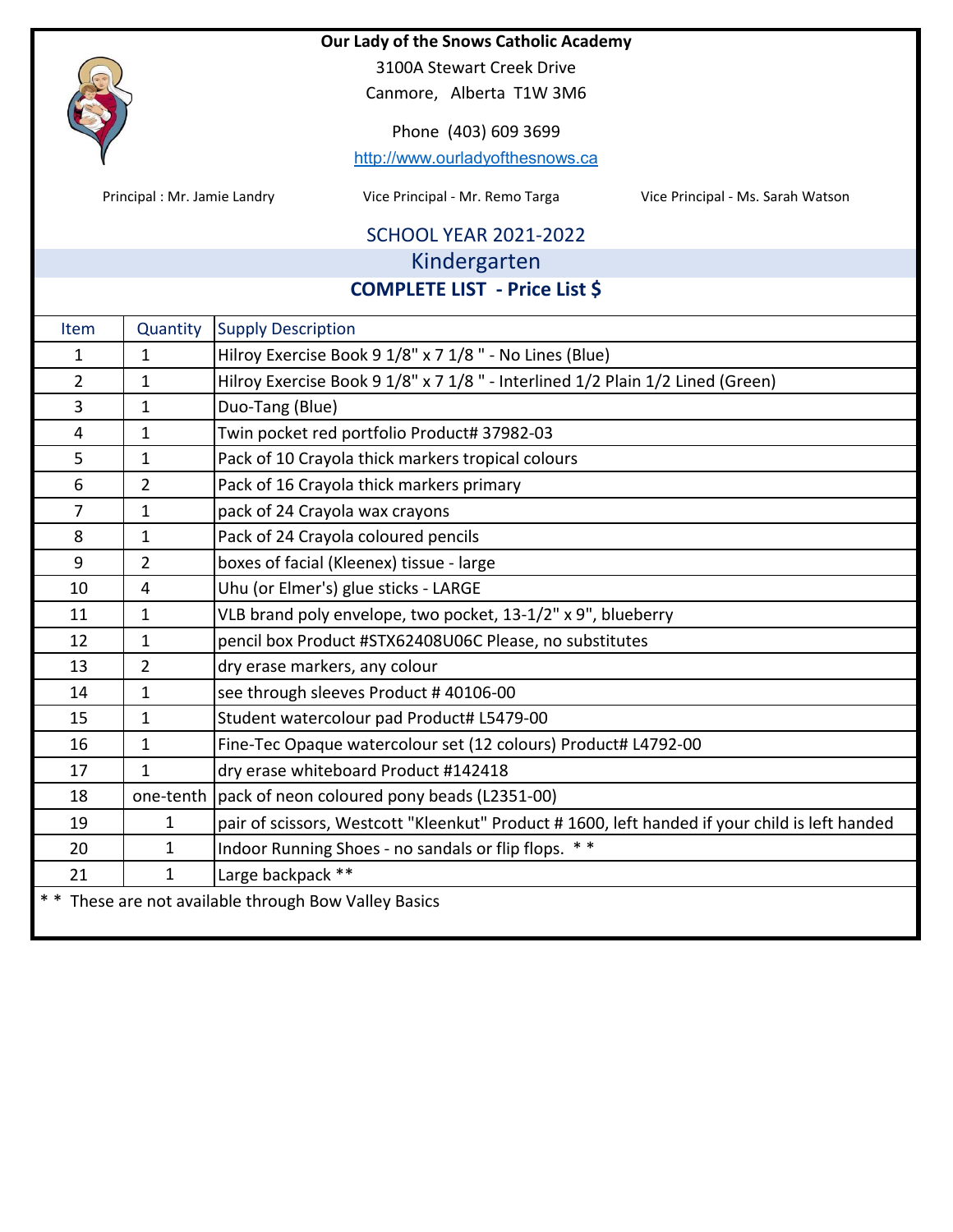**Our Lady of the Snows Catholic Academy**

3100A Stewart Creek Drive

Canmore, Alberta T1W 3M6

Phone (403) 609 3699

http://www.ourladyofthesnows.ca

Principal : Mr. Jamie Landry | Vice Principal - Mr. Remo Targa | Vice Principal - Ms. Sarah Watson

## SCHOOL YEAR 2021-2022

## Kindergarten

**COMPLETE LIST - Price List $**

| Item | Quantity | Supply Description |
|---|---|---|
| 1 | 1 | Hilroy Exercise Book 9 1/8" x 7 1/8 " - No Lines (Blue) |
| 2 | 1 | Hilroy Exercise Book 9 1/8" x 7 1/8 " - Interlined 1/2 Plain 1/2 Lined (Green) |
| 3 | 1 | Duo-Tang (Blue) |
| 4 | 1 | Twin pocket red portfolio Product# 37982-03 |
| 5 | 1 | Pack of 10 Crayola thick markers tropical colours |
| 6 | 2 | Pack of 16 Crayola thick markers primary |
| 7 | 1 | pack of 24 Crayola wax crayons |
| 8 | 1 | Pack of 24 Crayola coloured pencils |
| 9 | 2 | boxes of facial (Kleenex) tissue - large |
| 10 | 4 | Uhu (or Elmer's) glue sticks - LARGE |
| 11 | 1 | VLB brand poly envelope, two pocket, 13-1/2" x 9", blueberry |
| 12 | 1 | pencil box Product #STX62408U06C Please, no substitutes |
| 13 | 2 | dry erase markers, any colour |
| 14 | 1 | see through sleeves Product # 40106-00 |
| 15 | 1 | Student watercolour pad Product# L5479-00 |
| 16 | 1 | Fine-Tec Opaque watercolour set (12 colours) Product# L4792-00 |
| 17 | 1 | dry erase whiteboard Product #142418 |
| 18 | one-tenth | pack of neon coloured pony beads (L2351-00) |
| 19 | 1 | pair of scissors, Westcott "Kleenkut" Product # 1600, left handed if your child is left handed |
| 20 | 1 | Indoor Running Shoes - no sandals or flip flops. * * |
| 21 | 1 | Large backpack ** |

* * These are not available through Bow Valley Basics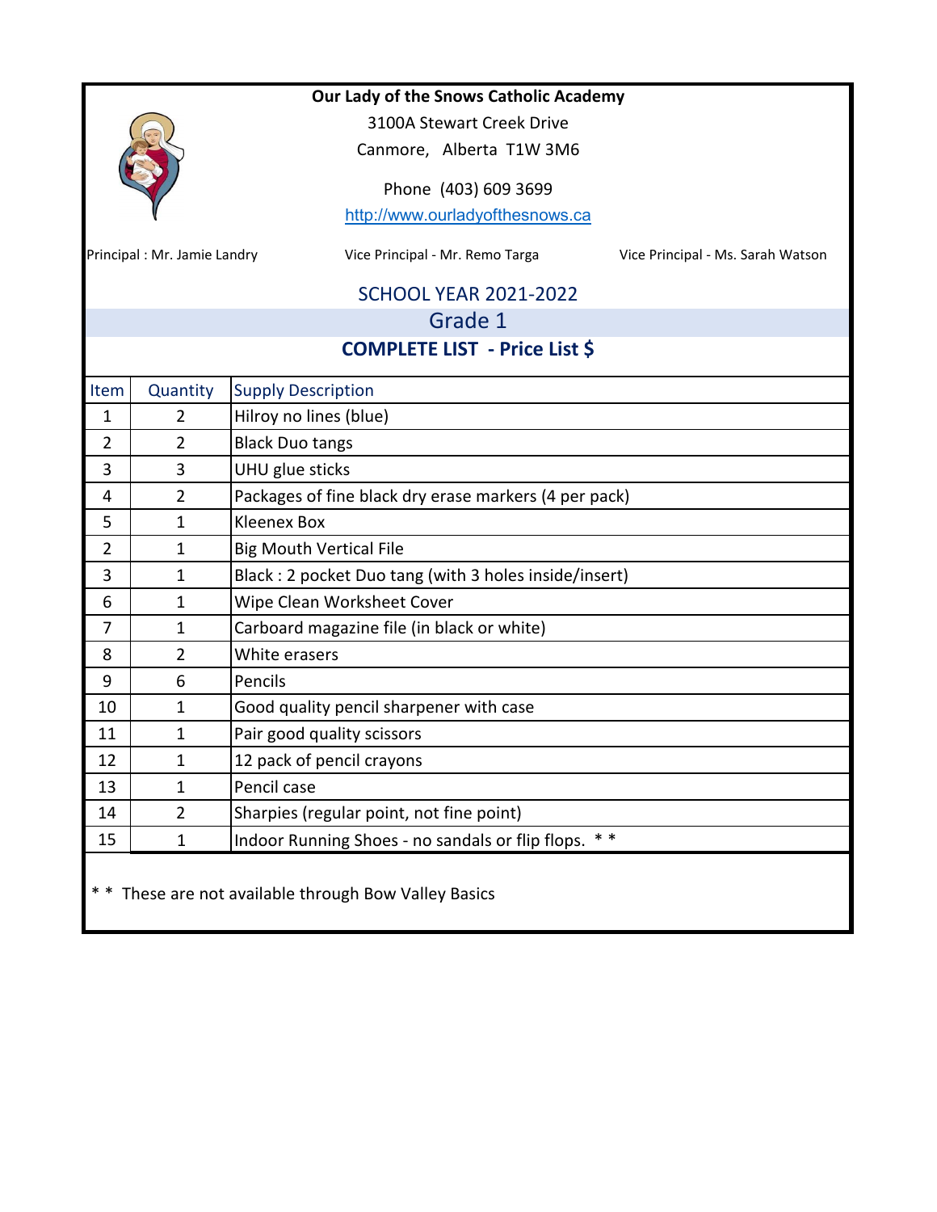**Our Lady of the Snows Catholic Academy**

3100A Stewart Creek Drive

Canmore, Alberta T1W 3M6

Phone (403) 609 3699

http://www.ourladyofthesnows.ca

Principal : Mr. Jamie Landry | Vice Principal - Mr. Remo Targa | Vice Principal - Ms. Sarah Watson

## SCHOOL YEAR 2021-2022

## Grade 1

### COMPLETE LIST - Price List $

| Item | Quantity | Supply Description |
|---|---|---|
| 1 | 2 | Hilroy no lines (blue) |
| 2 | 2 | Black Duo tangs |
| 3 | 3 | UHU glue sticks |
| 4 | 2 | Packages of fine black dry erase markers (4 per pack) |
| 5 | 1 | Kleenex Box |
| 2 | 1 | Big Mouth Vertical File |
| 3 | 1 | Black : 2 pocket Duo tang (with 3 holes inside/insert) |
| 6 | 1 | Wipe Clean Worksheet Cover |
| 7 | 1 | Carboard magazine file (in black or white) |
| 8 | 2 | White erasers |
| 9 | 6 | Pencils |
| 10 | 1 | Good quality pencil sharpener with case |
| 11 | 1 | Pair good quality scissors |
| 12 | 1 | 12 pack of pencil crayons |
| 13 | 1 | Pencil case |
| 14 | 2 | Sharpies (regular point, not fine point) |
| 15 | 1 | Indoor Running Shoes - no sandals or flip flops. * * |

* * These are not available through Bow Valley Basics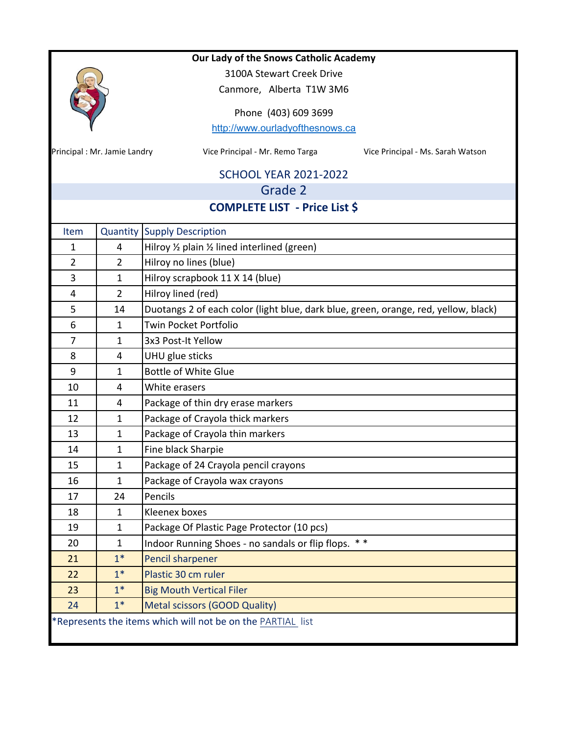# Our Lady of the Snows Catholic Academy

3100A Stewart Creek Drive
Canmore, Alberta T1W 3M6

Phone (403) 609 3699
http://www.ourladyofthesnows.ca

Principal : Mr. Jamie Landry | Vice Principal - Mr. Remo Targa | Vice Principal - Ms. Sarah Watson

## SCHOOL YEAR 2021-2022

## Grade 2

**COMPLETE LIST - Price List $**

| Item | Quantity | Supply Description |
|---|---|---|
| 1 | 4 | Hilroy ½ plain ½ lined interlined (green) |
| 2 | 2 | Hilroy no lines (blue) |
| 3 | 1 | Hilroy scrapbook 11 X 14 (blue) |
| 4 | 2 | Hilroy lined (red) |
| 5 | 14 | Duotangs 2 of each color (light blue, dark blue, green, orange, red, yellow, black) |
| 6 | 1 | Twin Pocket Portfolio |
| 7 | 1 | 3x3 Post-It Yellow |
| 8 | 4 | UHU glue sticks |
| 9 | 1 | Bottle of White Glue |
| 10 | 4 | White erasers |
| 11 | 4 | Package of thin dry erase markers |
| 12 | 1 | Package of Crayola thick markers |
| 13 | 1 | Package of Crayola thin markers |
| 14 | 1 | Fine black Sharpie |
| 15 | 1 | Package of 24 Crayola pencil crayons |
| 16 | 1 | Package of Crayola wax crayons |
| 17 | 24 | Pencils |
| 18 | 1 | Kleenex boxes |
| 19 | 1 | Package Of Plastic Page Protector (10 pcs) |
| 20 | 1 | Indoor Running Shoes - no sandals or flip flops. * * |
| 21 | 1* | Pencil sharpener |
| 22 | 1* | Plastic 30 cm ruler |
| 23 | 1* | Big Mouth Vertical Filer |
| 24 | 1* | Metal scissors (GOOD Quality) |

*Represents the items which will not be on the PARTIAL list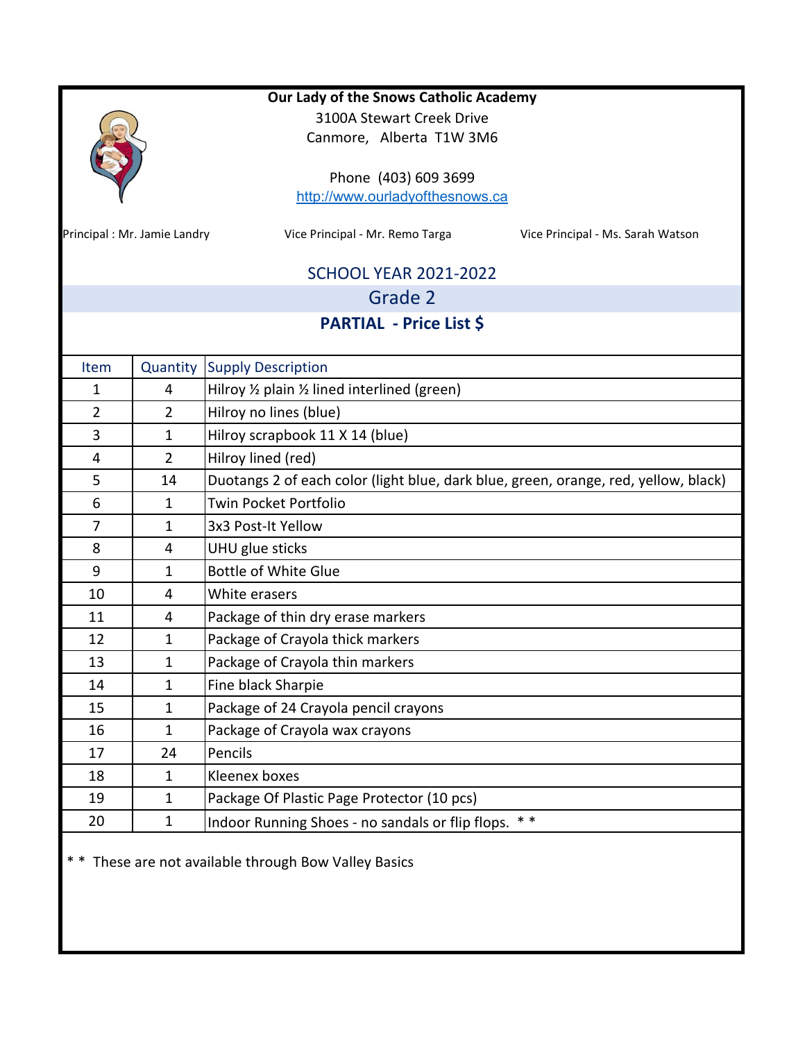**Our Lady of the Snows Catholic Academy**
3100A Stewart Creek Drive
Canmore, Alberta T1W 3M6

Phone (403) 609 3699
http://www.ourladyofthesnows.ca

Principal : Mr. Jamie Landry    Vice Principal - Mr. Remo Targa    Vice Principal - Ms. Sarah Watson

## SCHOOL YEAR 2021-2022

## Grade 2

### PARTIAL - Price List $

| Item | Quantity | Supply Description |
|---|---|---|
| 1 | 4 | Hilroy ½ plain ½ lined interlined (green) |
| 2 | 2 | Hilroy no lines (blue) |
| 3 | 1 | Hilroy scrapbook 11 X 14 (blue) |
| 4 | 2 | Hilroy lined (red) |
| 5 | 14 | Duotangs 2 of each color (light blue, dark blue, green, orange, red, yellow, black) |
| 6 | 1 | Twin Pocket Portfolio |
| 7 | 1 | 3x3 Post-It Yellow |
| 8 | 4 | UHU glue sticks |
| 9 | 1 | Bottle of White Glue |
| 10 | 4 | White erasers |
| 11 | 4 | Package of thin dry erase markers |
| 12 | 1 | Package of Crayola thick markers |
| 13 | 1 | Package of Crayola thin markers |
| 14 | 1 | Fine black Sharpie |
| 15 | 1 | Package of 24 Crayola pencil crayons |
| 16 | 1 | Package of Crayola wax crayons |
| 17 | 24 | Pencils |
| 18 | 1 | Kleenex boxes |
| 19 | 1 | Package Of Plastic Page Protector (10 pcs) |
| 20 | 1 | Indoor Running Shoes - no sandals or flip flops. * * |

* * These are not available through Bow Valley Basics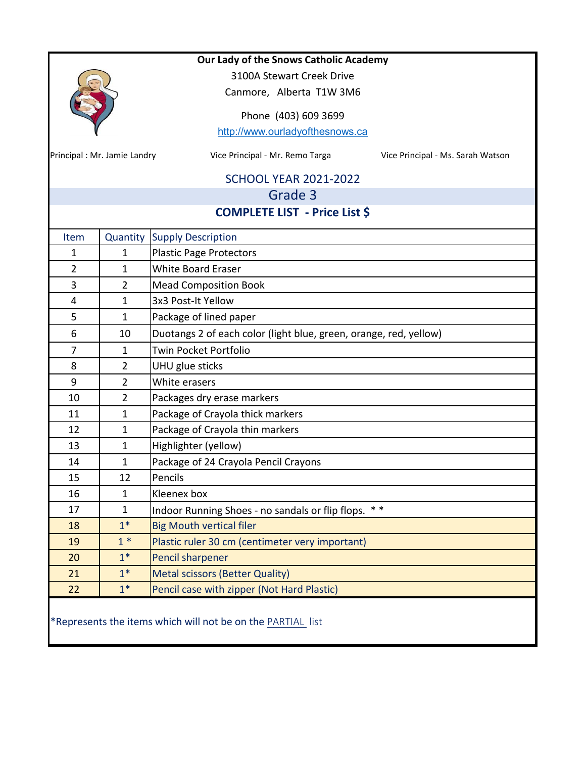# Our Lady of the Snows Catholic Academy

3100A Stewart Creek Drive

Canmore, Alberta T1W 3M6

Phone (403) 609 3699

http://www.ourladyofthesnows.ca

Principal : Mr. Jamie Landry | Vice Principal - Mr. Remo Targa | Vice Principal - Ms. Sarah Watson

## SCHOOL YEAR 2021-2022

## Grade 3

**COMPLETE LIST - Price List $**

| Item | Quantity | Supply Description |
|---|---|---|
| 1 | 1 | Plastic Page Protectors |
| 2 | 1 | White Board Eraser |
| 3 | 2 | Mead Composition Book |
| 4 | 1 | 3x3 Post-It Yellow |
| 5 | 1 | Package of lined paper |
| 6 | 10 | Duotangs 2 of each color (light blue, green, orange, red, yellow) |
| 7 | 1 | Twin Pocket Portfolio |
| 8 | 2 | UHU glue sticks |
| 9 | 2 | White erasers |
| 10 | 2 | Packages dry erase markers |
| 11 | 1 | Package of Crayola thick markers |
| 12 | 1 | Package of Crayola thin markers |
| 13 | 1 | Highlighter (yellow) |
| 14 | 1 | Package of 24 Crayola Pencil Crayons |
| 15 | 12 | Pencils |
| 16 | 1 | Kleenex box |
| 17 | 1 | Indoor Running Shoes - no sandals or flip flops. * * |
| 18 | 1* | Big Mouth vertical filer |
| 19 | 1 * | Plastic ruler 30 cm (centimeter very important) |
| 20 | 1* | Pencil sharpener |
| 21 | 1* | Metal scissors (Better Quality) |
| 22 | 1* | Pencil case with zipper (Not Hard Plastic) |

*Represents the items which will not be on the PARTIAL list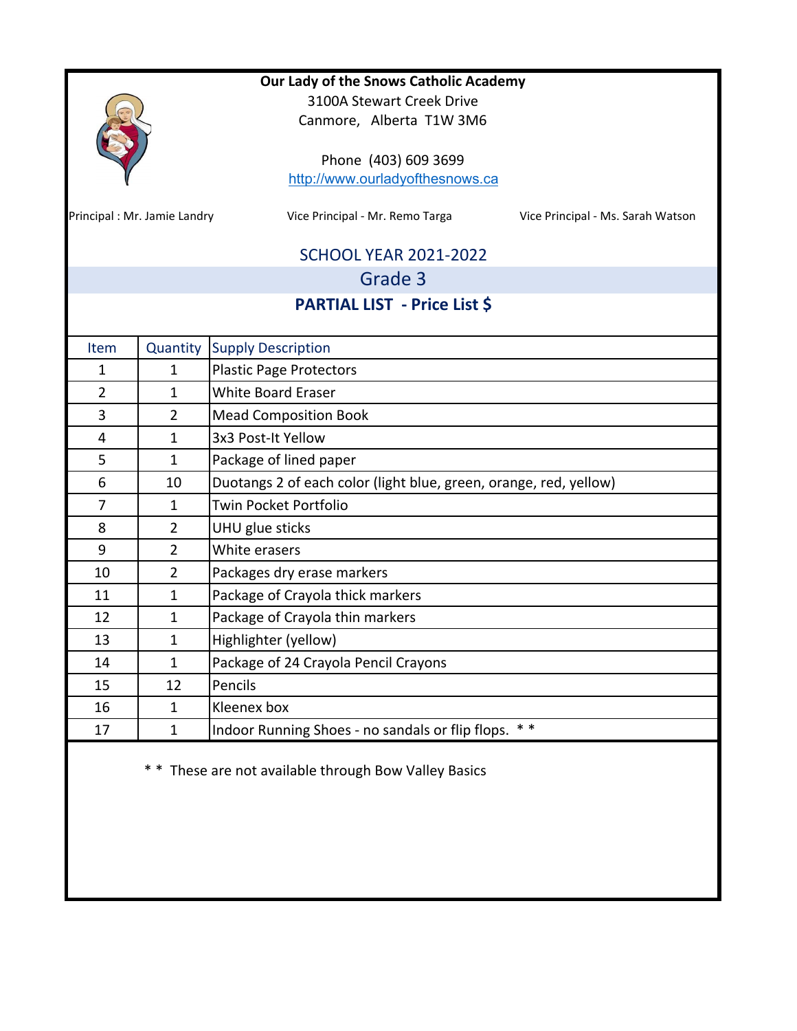**Our Lady of the Snows Catholic Academy**

3100A Stewart Creek Drive

Canmore, Alberta T1W 3M6

Phone (403) 609 3699

http://www.ourladyofthesnows.ca

Principal : Mr. Jamie Landry

Vice Principal - Mr. Remo Targa

Vice Principal - Ms. Sarah Watson

## SCHOOL YEAR 2021-2022

## Grade 3

### PARTIAL LIST - Price List $

| Item | Quantity | Supply Description |
|---|---|---|
| 1 | 1 | Plastic Page Protectors |
| 2 | 1 | White Board Eraser |
| 3 | 2 | Mead Composition Book |
| 4 | 1 | 3x3 Post-It Yellow |
| 5 | 1 | Package of lined paper |
| 6 | 10 | Duotangs 2 of each color (light blue, green, orange, red, yellow) |
| 7 | 1 | Twin Pocket Portfolio |
| 8 | 2 | UHU glue sticks |
| 9 | 2 | White erasers |
| 10 | 2 | Packages dry erase markers |
| 11 | 1 | Package of Crayola thick markers |
| 12 | 1 | Package of Crayola thin markers |
| 13 | 1 | Highlighter (yellow) |
| 14 | 1 | Package of 24 Crayola Pencil Crayons |
| 15 | 12 | Pencils |
| 16 | 1 | Kleenex box |
| 17 | 1 | Indoor Running Shoes - no sandals or flip flops. * * |

* * These are not available through Bow Valley Basics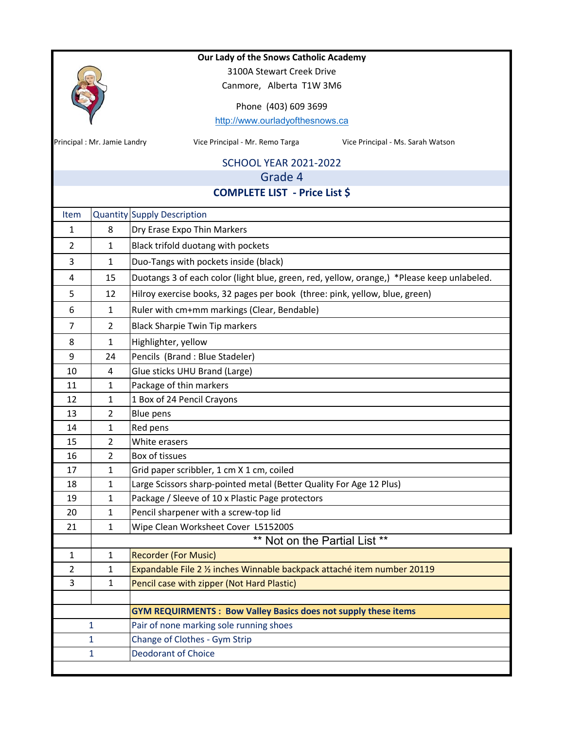**Our Lady of the Snows Catholic Academy**

3100A Stewart Creek Drive

Canmore, Alberta T1W 3M6

Phone (403) 609 3699

http://www.ourladyofthesnows.ca

Principal : Mr. Jamie Landry | Vice Principal - Mr. Remo Targa | Vice Principal - Ms. Sarah Watson

## SCHOOL YEAR 2021-2022

## Grade 4

### COMPLETE LIST - Price List $

| Item | Quantity | Supply Description |
|---|---|---|
| 1 | 8 | Dry Erase Expo Thin Markers |
| 2 | 1 | Black trifold duotang with pockets |
| 3 | 1 | Duo-Tangs with pockets inside (black) |
| 4 | 15 | Duotangs 3 of each color (light blue, green, red, yellow, orange,) *Please keep unlabeled. |
| 5 | 12 | Hilroy exercise books, 32 pages per book (three: pink, yellow, blue, green) |
| 6 | 1 | Ruler with cm+mm markings (Clear, Bendable) |
| 7 | 2 | Black Sharpie Twin Tip markers |
| 8 | 1 | Highlighter, yellow |
| 9 | 24 | Pencils (Brand : Blue Stadeler) |
| 10 | 4 | Glue sticks UHU Brand (Large) |
| 11 | 1 | Package of thin markers |
| 12 | 1 | 1 Box of 24 Pencil Crayons |
| 13 | 2 | Blue pens |
| 14 | 1 | Red pens |
| 15 | 2 | White erasers |
| 16 | 2 | Box of tissues |
| 17 | 1 | Grid paper scribbler, 1 cm X 1 cm, coiled |
| 18 | 1 | Large Scissors sharp-pointed metal (Better Quality For Age 12 Plus) |
| 19 | 1 | Package / Sleeve of 10 x Plastic Page protectors |
| 20 | 1 | Pencil sharpener with a screw-top lid |
| 21 | 1 | Wipe Clean Worksheet Cover L515200S |
| | | ** Not on the Partial List ** |
| 1 | 1 | Recorder (For Music) |
| 2 | 1 | Expandable File 2 ½ inches Winnable backpack attaché item number 20119 |
| 3 | 1 | Pencil case with zipper (Not Hard Plastic) |
| | | |
| | | **GYM REQUIRMENTS : Bow Valley Basics does not supply these items** |
| | 1 | Pair of none marking sole running shoes |
| | 1 | Change of Clothes - Gym Strip |
| | 1 | Deodorant of Choice |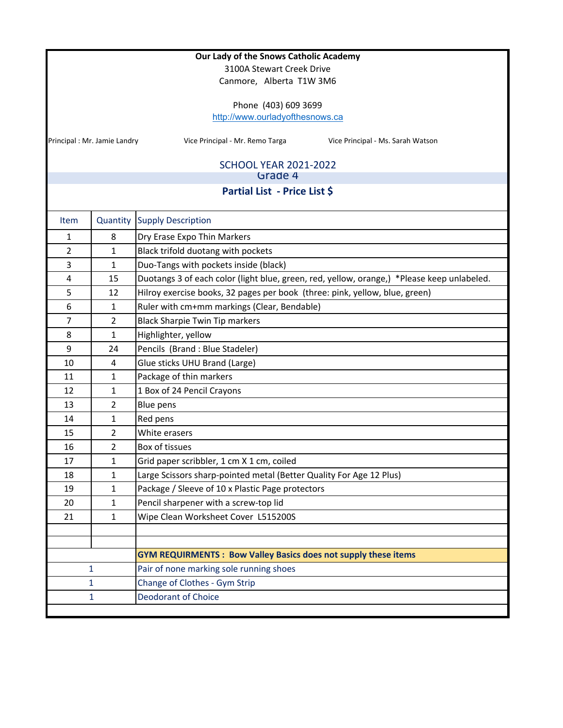**Our Lady of the Snows Catholic Academy**

3100A Stewart Creek Drive

Canmore, Alberta T1W 3M6

Phone (403) 609 3699

http://www.ourladyofthesnows.ca

Principal : Mr. Jamie Landry     Vice Principal - Mr. Remo Targa     Vice Principal - Ms. Sarah Watson

SCHOOL YEAR 2021-2022

Grade 4

**Partial List - Price List $**

| Item | Quantity | Supply Description |
|---|---|---|
| 1 | 8 | Dry Erase Expo Thin Markers |
| 2 | 1 | Black trifold duotang with pockets |
| 3 | 1 | Duo-Tangs with pockets inside (black) |
| 4 | 15 | Duotangs 3 of each color (light blue, green, red, yellow, orange,) *Please keep unlabeled. |
| 5 | 12 | Hilroy exercise books, 32 pages per book (three: pink, yellow, blue, green) |
| 6 | 1 | Ruler with cm+mm markings (Clear, Bendable) |
| 7 | 2 | Black Sharpie Twin Tip markers |
| 8 | 1 | Highlighter, yellow |
| 9 | 24 | Pencils (Brand : Blue Stadeler) |
| 10 | 4 | Glue sticks UHU Brand (Large) |
| 11 | 1 | Package of thin markers |
| 12 | 1 | 1 Box of 24 Pencil Crayons |
| 13 | 2 | Blue pens |
| 14 | 1 | Red pens |
| 15 | 2 | White erasers |
| 16 | 2 | Box of tissues |
| 17 | 1 | Grid paper scribbler, 1 cm X 1 cm, coiled |
| 18 | 1 | Large Scissors sharp-pointed metal (Better Quality For Age 12 Plus) |
| 19 | 1 | Package / Sleeve of 10 x Plastic Page protectors |
| 20 | 1 | Pencil sharpener with a screw-top lid |
| 21 | 1 | Wipe Clean Worksheet Cover L515200S |
| | | |
| | | |
| | | **GYM REQUIRMENTS : Bow Valley Basics does not supply these items** |
| | 1 | Pair of none marking sole running shoes |
| | 1 | Change of Clothes - Gym Strip |
| | 1 | Deodorant of Choice |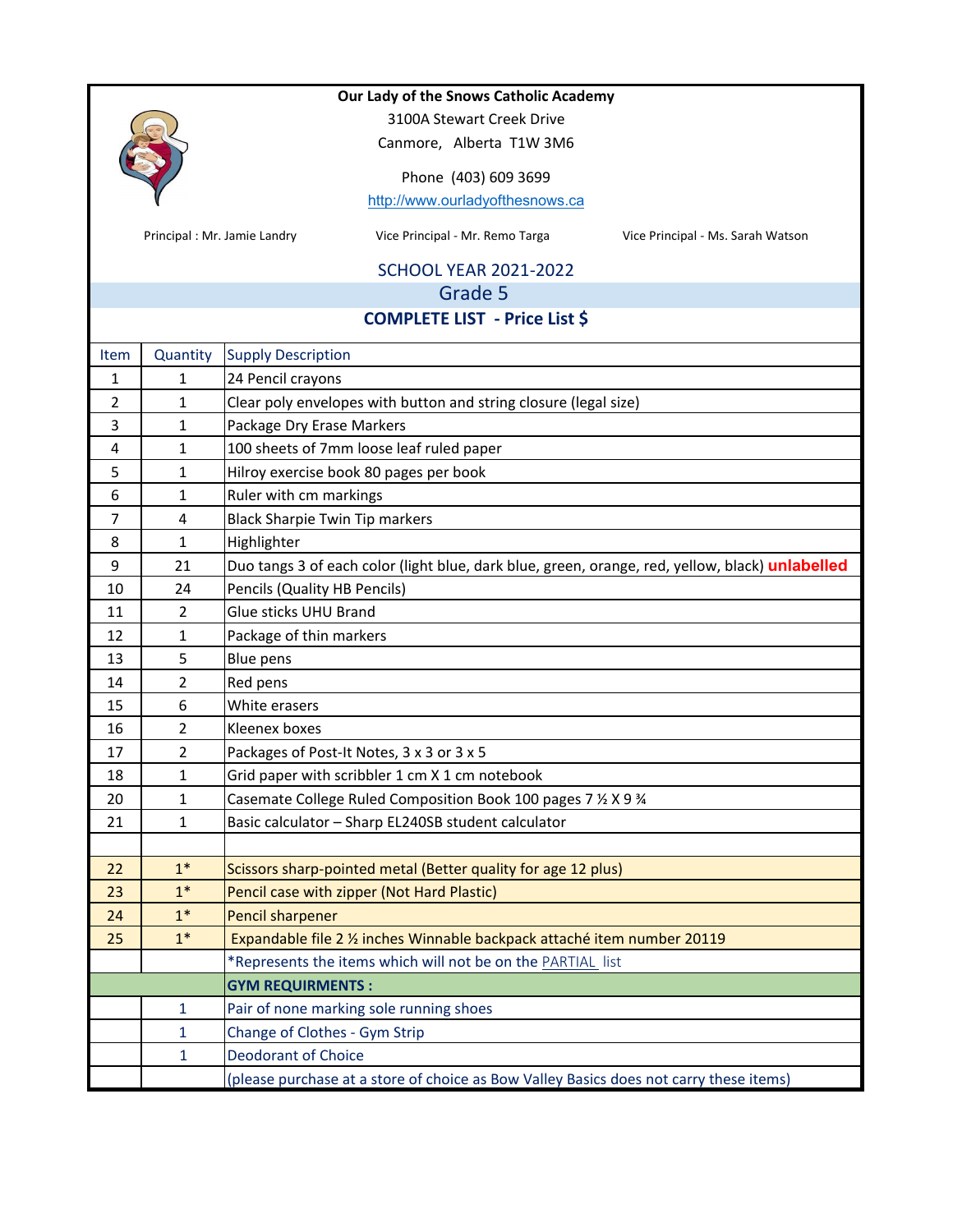**Our Lady of the Snows Catholic Academy**

3100A Stewart Creek Drive

Canmore, Alberta T1W 3M6

Phone (403) 609 3699

http://www.ourladyofthesnows.ca

Principal : Mr. Jamie Landry

Vice Principal - Mr. Remo Targa

Vice Principal - Ms. Sarah Watson

SCHOOL YEAR 2021-2022

## Grade 5

**COMPLETE LIST - Price List $**

| Item | Quantity | Supply Description |
|---|---|---|
| 1 | 1 | 24 Pencil crayons |
| 2 | 1 | Clear poly envelopes with button and string closure (legal size) |
| 3 | 1 | Package Dry Erase Markers |
| 4 | 1 | 100 sheets of 7mm loose leaf ruled paper |
| 5 | 1 | Hilroy exercise book 80 pages per book |
| 6 | 1 | Ruler with cm markings |
| 7 | 4 | Black Sharpie Twin Tip markers |
| 8 | 1 | Highlighter |
| 9 | 21 | Duo tangs 3 of each color (light blue, dark blue, green, orange, red, yellow, black) **unlabelled** |
| 10 | 24 | Pencils (Quality HB Pencils) |
| 11 | 2 | Glue sticks UHU Brand |
| 12 | 1 | Package of thin markers |
| 13 | 5 | Blue pens |
| 14 | 2 | Red pens |
| 15 | 6 | White erasers |
| 16 | 2 | Kleenex boxes |
| 17 | 2 | Packages of Post-It Notes, 3 x 3 or 3 x 5 |
| 18 | 1 | Grid paper with scribbler 1 cm X 1 cm notebook |
| 20 | 1 | Casemate College Ruled Composition Book 100 pages 7 ½ X 9 ¾ |
| 21 | 1 | Basic calculator – Sharp EL240SB student calculator |
| | | |
| 22 | 1* | Scissors sharp-pointed metal (Better quality for age 12 plus) |
| 23 | 1* | Pencil case with zipper (Not Hard Plastic) |
| 24 | 1* | Pencil sharpener |
| 25 | 1* | Expandable file 2 ½ inches Winnable backpack attaché item number 20119 |
| | | *Represents the items which will not be on the PARTIAL list |
| | | **GYM REQUIRMENTS :** |
| | 1 | Pair of none marking sole running shoes |
| | 1 | Change of Clothes - Gym Strip |
| | 1 | Deodorant of Choice |
| | | (please purchase at a store of choice as Bow Valley Basics does not carry these items) |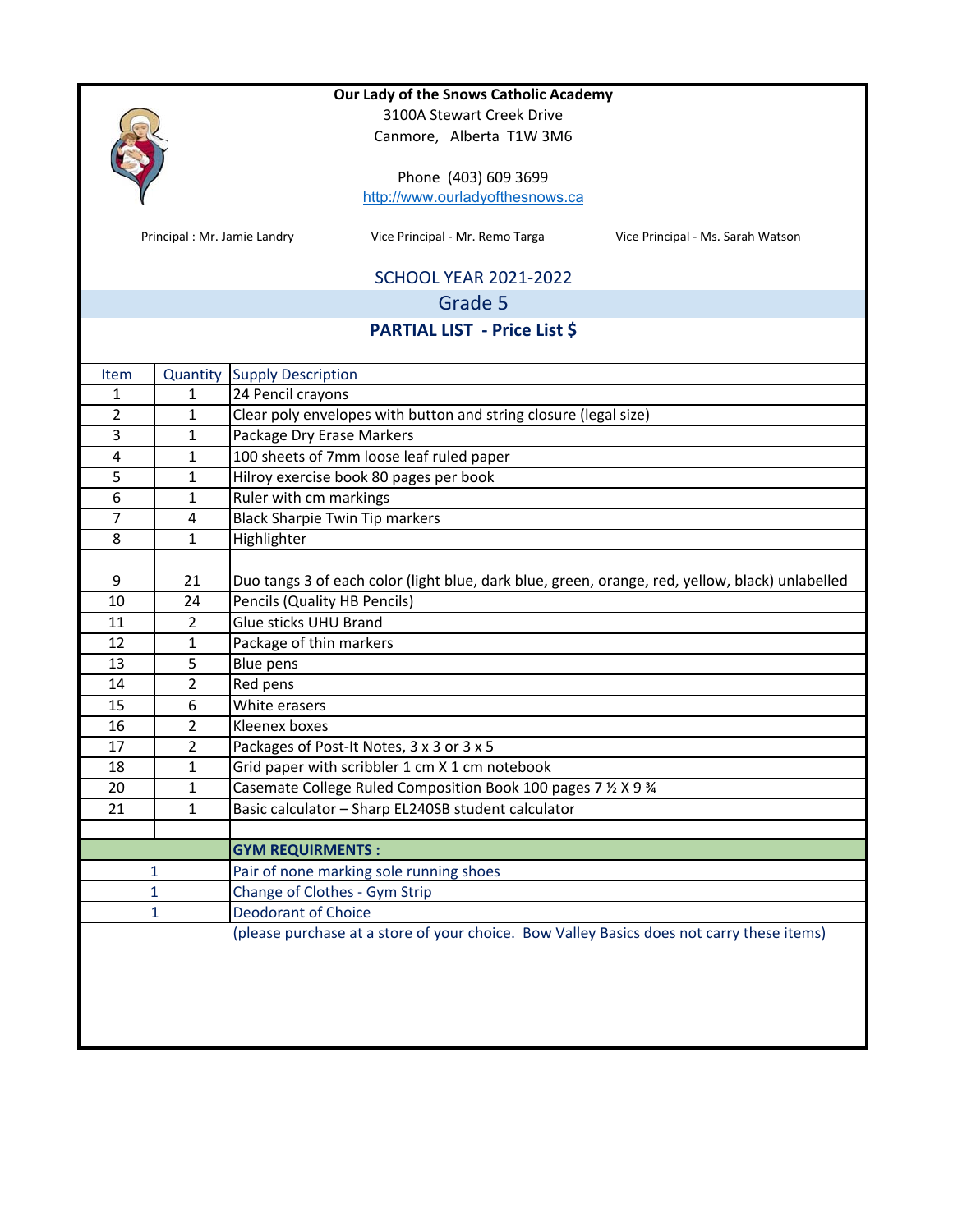**Our Lady of the Snows Catholic Academy**

3100A Stewart Creek Drive

Canmore, Alberta T1W 3M6

Phone (403) 609 3699

http://www.ourladyofthesnows.ca

Principal : Mr. Jamie Landry

Vice Principal - Mr. Remo Targa

Vice Principal - Ms. Sarah Watson

## SCHOOL YEAR 2021-2022

## Grade 5

### PARTIAL LIST - Price List $

| Item | Quantity | Supply Description |
|---|---|---|
| 1 | 1 | 24 Pencil crayons |
| 2 | 1 | Clear poly envelopes with button and string closure (legal size) |
| 3 | 1 | Package Dry Erase Markers |
| 4 | 1 | 100 sheets of 7mm loose leaf ruled paper |
| 5 | 1 | Hilroy exercise book 80 pages per book |
| 6 | 1 | Ruler with cm markings |
| 7 | 4 | Black Sharpie Twin Tip markers |
| 8 | 1 | Highlighter |
| 9 | 21 | Duo tangs 3 of each color (light blue, dark blue, green, orange, red, yellow, black) unlabelled |
| 10 | 24 | Pencils (Quality HB Pencils) |
| 11 | 2 | Glue sticks UHU Brand |
| 12 | 1 | Package of thin markers |
| 13 | 5 | Blue pens |
| 14 | 2 | Red pens |
| 15 | 6 | White erasers |
| 16 | 2 | Kleenex boxes |
| 17 | 2 | Packages of Post-It Notes, 3 x 3 or 3 x 5 |
| 18 | 1 | Grid paper with scribbler 1 cm X 1 cm notebook |
| 20 | 1 | Casemate College Ruled Composition Book 100 pages 7 ½ X 9 ¾ |
| 21 | 1 | Basic calculator – Sharp EL240SB student calculator |

| Quantity | GYM REQUIRMENTS : |
|---|---|
| 1 | Pair of none marking sole running shoes |
| 1 | Change of Clothes - Gym Strip |
| 1 | Deodorant of Choice |

(please purchase at a store of your choice. Bow Valley Basics does not carry these items)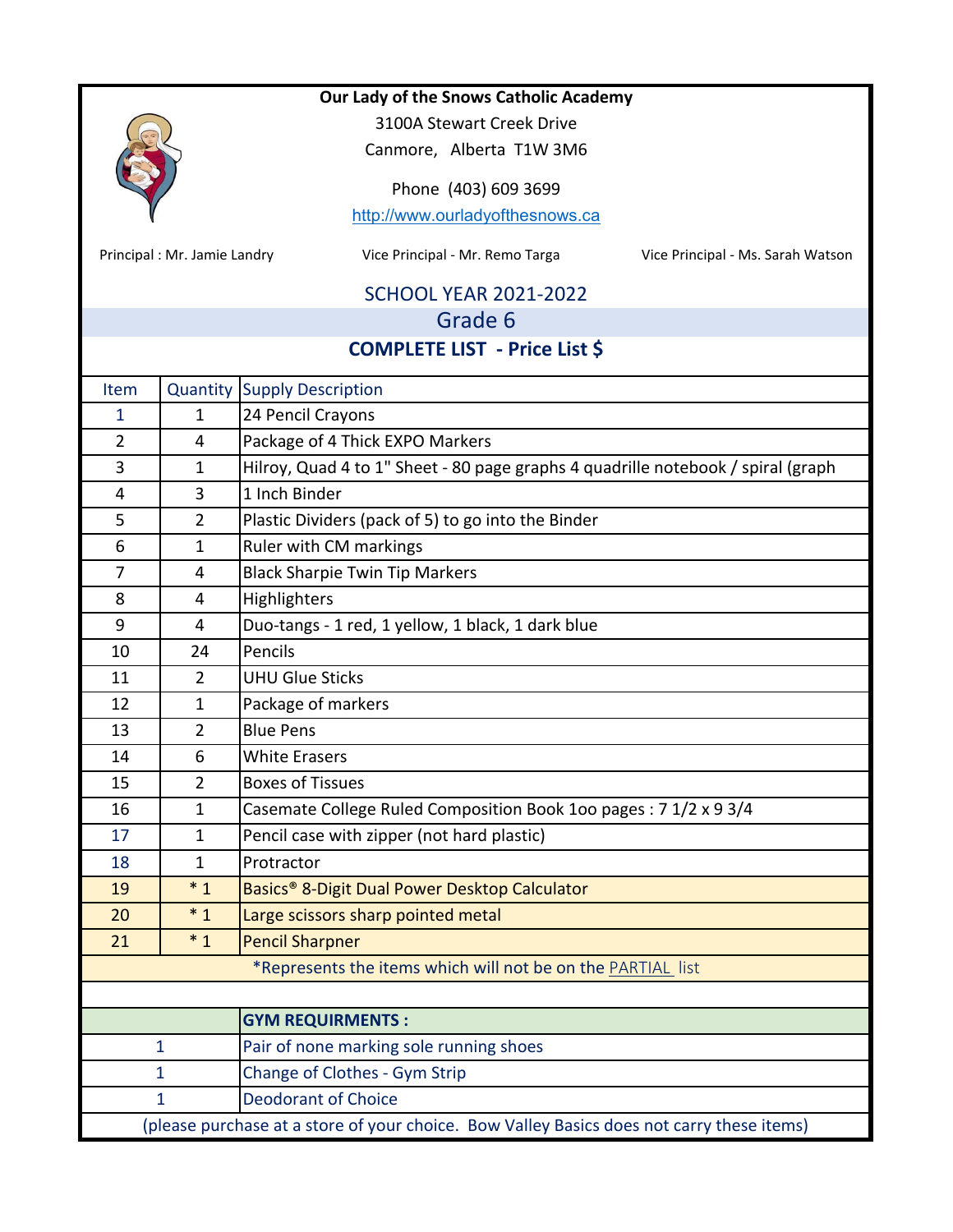**Our Lady of the Snows Catholic Academy**

3100A Stewart Creek Drive

Canmore, Alberta T1W 3M6

Phone (403) 609 3699

http://www.ourladyofthesnows.ca

Principal : Mr. Jamie Landry | Vice Principal - Mr. Remo Targa | Vice Principal - Ms. Sarah Watson

SCHOOL YEAR 2021-2022

## Grade 6

**COMPLETE LIST - Price List $**

| Item | Quantity | Supply Description |
|---|---|---|
| 1 | 1 | 24 Pencil Crayons |
| 2 | 4 | Package of 4 Thick EXPO Markers |
| 3 | 1 | Hilroy, Quad 4 to 1" Sheet - 80 page graphs 4 quadrille notebook / spiral (graph |
| 4 | 3 | 1 Inch Binder |
| 5 | 2 | Plastic Dividers (pack of 5) to go into the Binder |
| 6 | 1 | Ruler with CM markings |
| 7 | 4 | Black Sharpie Twin Tip Markers |
| 8 | 4 | Highlighters |
| 9 | 4 | Duo-tangs - 1 red, 1 yellow, 1 black, 1 dark blue |
| 10 | 24 | Pencils |
| 11 | 2 | UHU Glue Sticks |
| 12 | 1 | Package of markers |
| 13 | 2 | Blue Pens |
| 14 | 6 | White Erasers |
| 15 | 2 | Boxes of Tissues |
| 16 | 1 | Casemate College Ruled Composition Book 1oo pages : 7 1/2 x 9 3/4 |
| 17 | 1 | Pencil case with zipper (not hard plastic) |
| 18 | 1 | Protractor |
| 19 | * 1 | Basics® 8-Digit Dual Power Desktop Calculator |
| 20 | * 1 | Large scissors sharp pointed metal |
| 21 | * 1 | Pencil Sharpner |

*Represents the items which will not be on the PARTIAL list

| Quantity | GYM REQUIRMENTS : |
|---|---|
| 1 | Pair of none marking sole running shoes |
| 1 | Change of Clothes - Gym Strip |
| 1 | Deodorant of Choice |

(please purchase at a store of your choice. Bow Valley Basics does not carry these items)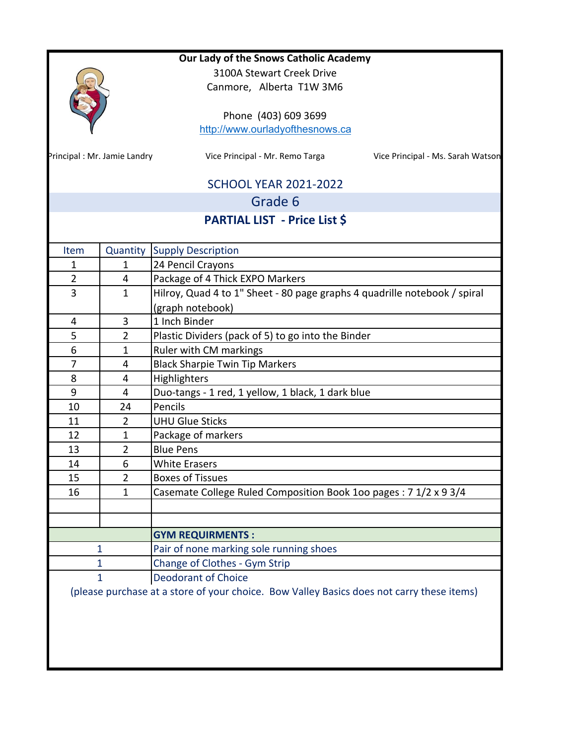**Our Lady of the Snows Catholic Academy**

3100A Stewart Creek Drive
Canmore, Alberta T1W 3M6

Phone (403) 609 3699
http://www.ourladyofthesnows.ca

Principal : Mr. Jamie Landry | Vice Principal - Mr. Remo Targa | Vice Principal - Ms. Sarah Watson

## SCHOOL YEAR 2021-2022

## Grade 6

### PARTIAL LIST - Price List $

| Item | Quantity | Supply Description |
|---|---|---|
| 1 | 1 | 24 Pencil Crayons |
| 2 | 4 | Package of 4 Thick EXPO Markers |
| 3 | 1 | Hilroy, Quad 4 to 1" Sheet - 80 page graphs 4 quadrille notebook / spiral (graph notebook) |
| 4 | 3 | 1 Inch Binder |
| 5 | 2 | Plastic Dividers (pack of 5) to go into the Binder |
| 6 | 1 | Ruler with CM markings |
| 7 | 4 | Black Sharpie Twin Tip Markers |
| 8 | 4 | Highlighters |
| 9 | 4 | Duo-tangs - 1 red, 1 yellow, 1 black, 1 dark blue |
| 10 | 24 | Pencils |
| 11 | 2 | UHU Glue Sticks |
| 12 | 1 | Package of markers |
| 13 | 2 | Blue Pens |
| 14 | 6 | White Erasers |
| 15 | 2 | Boxes of Tissues |
| 16 | 1 | Casemate College Ruled Composition Book 1oo pages : 7 1/2 x 9 3/4 |
| | | |
| | | |
| | | **GYM REQUIRMENTS :** |
| | 1 | Pair of none marking sole running shoes |
| | 1 | Change of Clothes - Gym Strip |
| | 1 | Deodorant of Choice |

(please purchase at a store of your choice. Bow Valley Basics does not carry these items)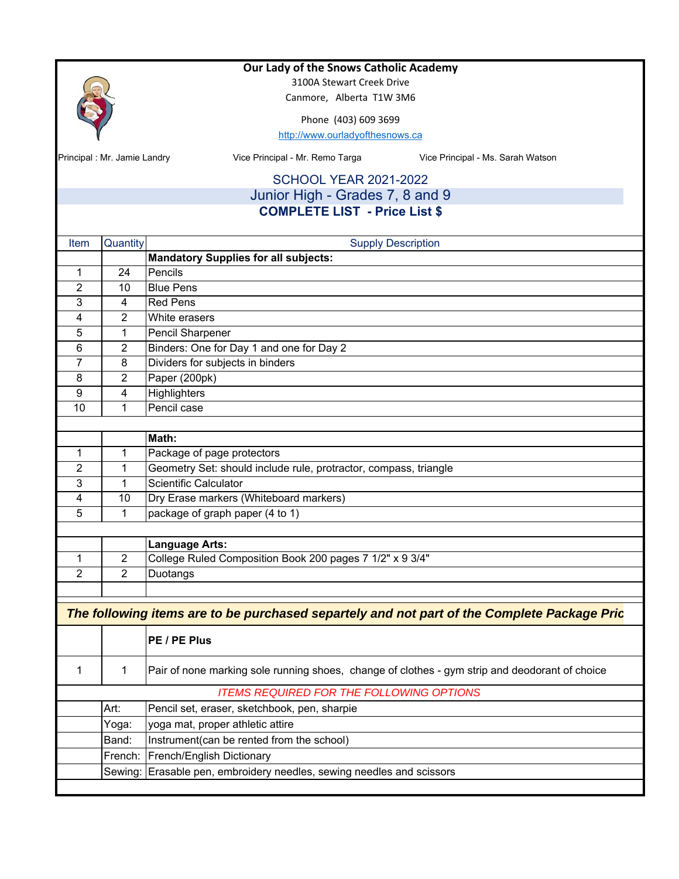**Our Lady of the Snows Catholic Academy**

3100A Stewart Creek Drive

Canmore, Alberta T1W 3M6

Phone (403) 609 3699

http://www.ourladyofthesnows.ca

Principal : Mr. Jamie Landry Vice Principal - Mr. Remo Targa Vice Principal - Ms. Sarah Watson

## SCHOOL YEAR 2021-2022

## Junior High - Grades 7, 8 and 9

## COMPLETE LIST - Price List $

| Item | Quantity | Supply Description |
|---|---|---|
| | | **Mandatory Supplies for all subjects:** |
| 1 | 24 | Pencils |
| 2 | 10 | Blue Pens |
| 3 | 4 | Red Pens |
| 4 | 2 | White erasers |
| 5 | 1 | Pencil Sharpener |
| 6 | 2 | Binders: One for Day 1 and one for Day 2 |
| 7 | 8 | Dividers for subjects in binders |
| 8 | 2 | Paper (200pk) |
| 9 | 4 | Highlighters |
| 10 | 1 | Pencil case |
| | | |
| | | **Math:** |
| 1 | 1 | Package of page protectors |
| 2 | 1 | Geometry Set: should include rule, protractor, compass, triangle |
| 3 | 1 | Scientific Calculator |
| 4 | 10 | Dry Erase markers (Whiteboard markers) |
| 5 | 1 | package of graph paper (4 to 1) |
| | | |
| | | **Language Arts:** |
| 1 | 2 | College Ruled Composition Book 200 pages 7 1/2" x 9 3/4" |
| 2 | 2 | Duotangs |

***The following items are to be purchased separtely and not part of the Complete Package Pric***

| Item | Quantity | Supply Description |
|---|---|---|
| | | **PE / PE Plus** |
| 1 | 1 | Pair of none marking sole running shoes, change of clothes - gym strip and deodorant of choice |

*ITEMS REQUIRED FOR THE FOLLOWING OPTIONS*

| | | |
|---|---|---|
| | Art: | Pencil set, eraser, sketchbook, pen, sharpie |
| | Yoga: | yoga mat, proper athletic attire |
| | Band: | Instrument(can be rented from the school) |
| | French: | French/English Dictionary |
| | Sewing: | Erasable pen, embroidery needles, sewing needles and scissors |